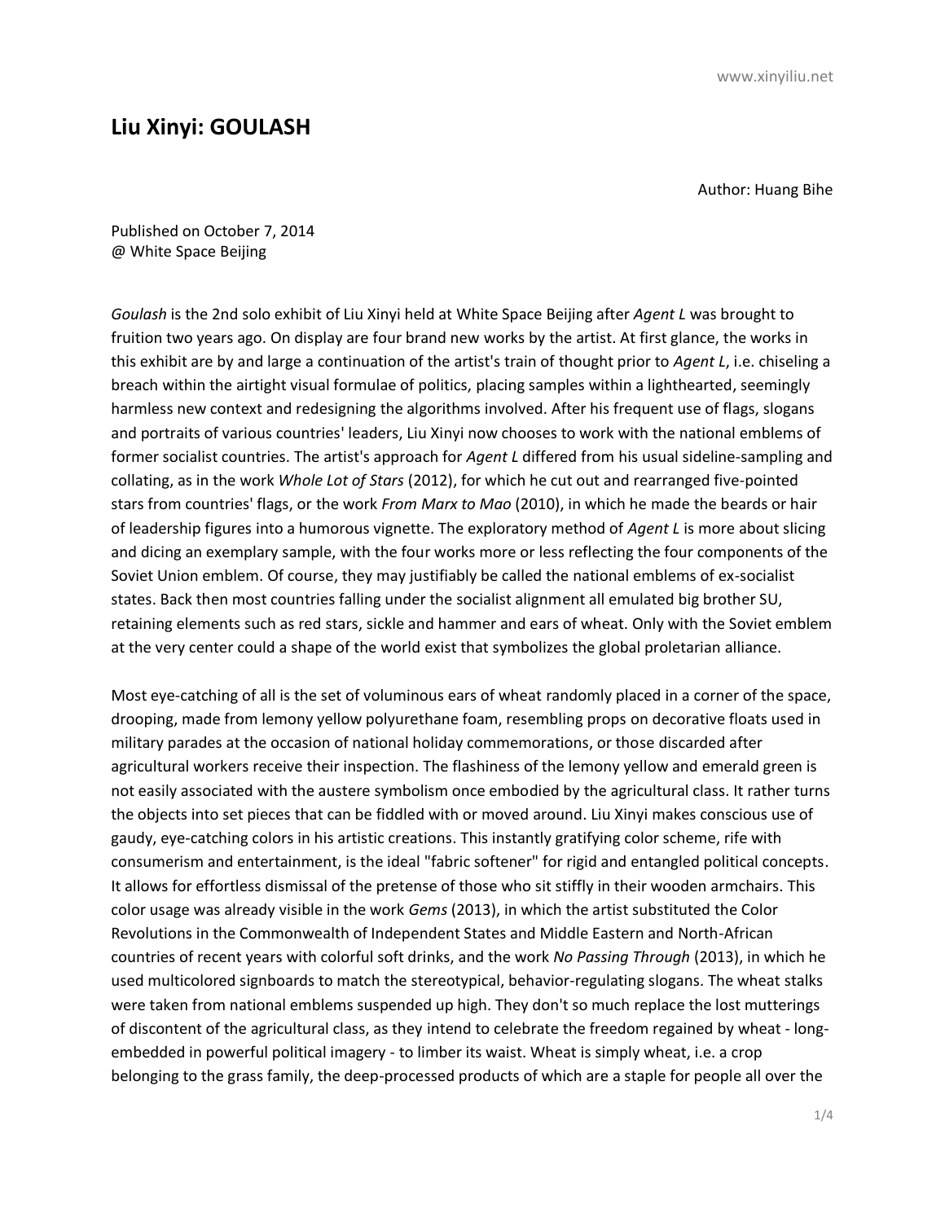# Liu Xinyi: GOULASH

Author: Huang Bihe

Published on October 7, 2014
@ White Space Beijing

*Goulash* is the 2nd solo exhibit of Liu Xinyi held at White Space Beijing after *Agent L* was brought to fruition two years ago. On display are four brand new works by the artist. At first glance, the works in this exhibit are by and large a continuation of the artist's train of thought prior to *Agent L*, i.e. chiseling a breach within the airtight visual formulae of politics, placing samples within a lighthearted, seemingly harmless new context and redesigning the algorithms involved. After his frequent use of flags, slogans and portraits of various countries' leaders, Liu Xinyi now chooses to work with the national emblems of former socialist countries. The artist's approach for *Agent L* differed from his usual sideline-sampling and collating, as in the work *Whole Lot of Stars* (2012), for which he cut out and rearranged five-pointed stars from countries' flags, or the work *From Marx to Mao* (2010), in which he made the beards or hair of leadership figures into a humorous vignette. The exploratory method of *Agent L* is more about slicing and dicing an exemplary sample, with the four works more or less reflecting the four components of the Soviet Union emblem. Of course, they may justifiably be called the national emblems of ex-socialist states. Back then most countries falling under the socialist alignment all emulated big brother SU, retaining elements such as red stars, sickle and hammer and ears of wheat. Only with the Soviet emblem at the very center could a shape of the world exist that symbolizes the global proletarian alliance.

Most eye-catching of all is the set of voluminous ears of wheat randomly placed in a corner of the space, drooping, made from lemony yellow polyurethane foam, resembling props on decorative floats used in military parades at the occasion of national holiday commemorations, or those discarded after agricultural workers receive their inspection. The flashiness of the lemony yellow and emerald green is not easily associated with the austere symbolism once embodied by the agricultural class. It rather turns the objects into set pieces that can be fiddled with or moved around. Liu Xinyi makes conscious use of gaudy, eye-catching colors in his artistic creations. This instantly gratifying color scheme, rife with consumerism and entertainment, is the ideal "fabric softener" for rigid and entangled political concepts. It allows for effortless dismissal of the pretense of those who sit stiffly in their wooden armchairs. This color usage was already visible in the work *Gems* (2013), in which the artist substituted the Color Revolutions in the Commonwealth of Independent States and Middle Eastern and North-African countries of recent years with colorful soft drinks, and the work *No Passing Through* (2013), in which he used multicolored signboards to match the stereotypical, behavior-regulating slogans. The wheat stalks were taken from national emblems suspended up high. They don't so much replace the lost mutterings of discontent of the agricultural class, as they intend to celebrate the freedom regained by wheat - long-embedded in powerful political imagery - to limber its waist. Wheat is simply wheat, i.e. a crop belonging to the grass family, the deep-processed products of which are a staple for people all over the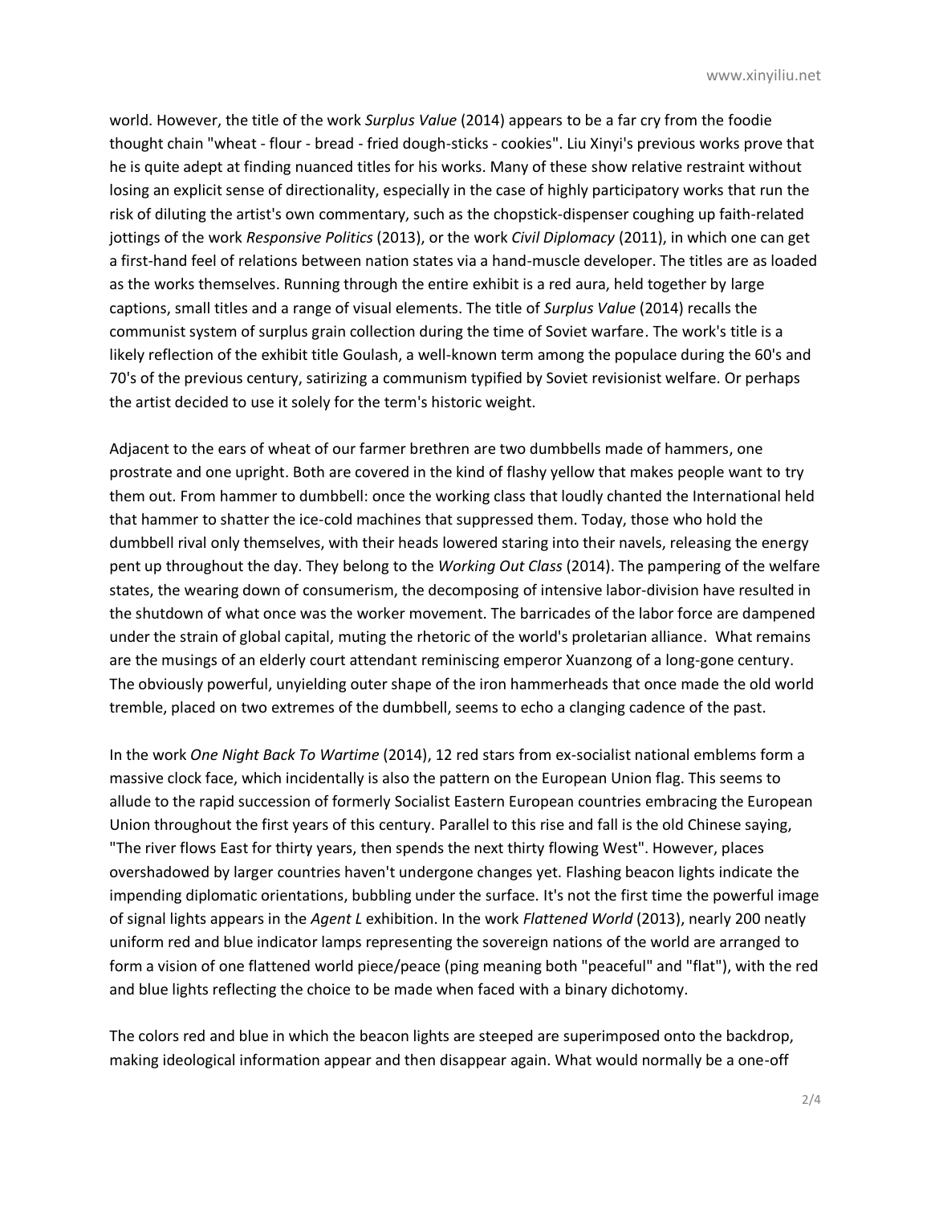world. However, the title of the work *Surplus Value* (2014) appears to be a far cry from the foodie thought chain "wheat - flour - bread - fried dough-sticks - cookies". Liu Xinyi's previous works prove that he is quite adept at finding nuanced titles for his works. Many of these show relative restraint without losing an explicit sense of directionality, especially in the case of highly participatory works that run the risk of diluting the artist's own commentary, such as the chopstick-dispenser coughing up faith-related jottings of the work *Responsive Politics* (2013), or the work *Civil Diplomacy* (2011), in which one can get a first-hand feel of relations between nation states via a hand-muscle developer. The titles are as loaded as the works themselves. Running through the entire exhibit is a red aura, held together by large captions, small titles and a range of visual elements. The title of *Surplus Value* (2014) recalls the communist system of surplus grain collection during the time of Soviet warfare. The work's title is a likely reflection of the exhibit title Goulash, a well-known term among the populace during the 60's and 70's of the previous century, satirizing a communism typified by Soviet revisionist welfare. Or perhaps the artist decided to use it solely for the term's historic weight.

Adjacent to the ears of wheat of our farmer brethren are two dumbbells made of hammers, one prostrate and one upright. Both are covered in the kind of flashy yellow that makes people want to try them out. From hammer to dumbbell: once the working class that loudly chanted the International held that hammer to shatter the ice-cold machines that suppressed them. Today, those who hold the dumbbell rival only themselves, with their heads lowered staring into their navels, releasing the energy pent up throughout the day. They belong to the *Working Out Class* (2014). The pampering of the welfare states, the wearing down of consumerism, the decomposing of intensive labor-division have resulted in the shutdown of what once was the worker movement. The barricades of the labor force are dampened under the strain of global capital, muting the rhetoric of the world's proletarian alliance. What remains are the musings of an elderly court attendant reminiscing emperor Xuanzong of a long-gone century. The obviously powerful, unyielding outer shape of the iron hammerheads that once made the old world tremble, placed on two extremes of the dumbbell, seems to echo a clanging cadence of the past.

In the work *One Night Back To Wartime* (2014), 12 red stars from ex-socialist national emblems form a massive clock face, which incidentally is also the pattern on the European Union flag. This seems to allude to the rapid succession of formerly Socialist Eastern European countries embracing the European Union throughout the first years of this century. Parallel to this rise and fall is the old Chinese saying, "The river flows East for thirty years, then spends the next thirty flowing West". However, places overshadowed by larger countries haven't undergone changes yet. Flashing beacon lights indicate the impending diplomatic orientations, bubbling under the surface. It's not the first time the powerful image of signal lights appears in the *Agent L* exhibition. In the work *Flattened World* (2013), nearly 200 neatly uniform red and blue indicator lamps representing the sovereign nations of the world are arranged to form a vision of one flattened world piece/peace (ping meaning both "peaceful" and "flat"), with the red and blue lights reflecting the choice to be made when faced with a binary dichotomy.

The colors red and blue in which the beacon lights are steeped are superimposed onto the backdrop, making ideological information appear and then disappear again. What would normally be a one-off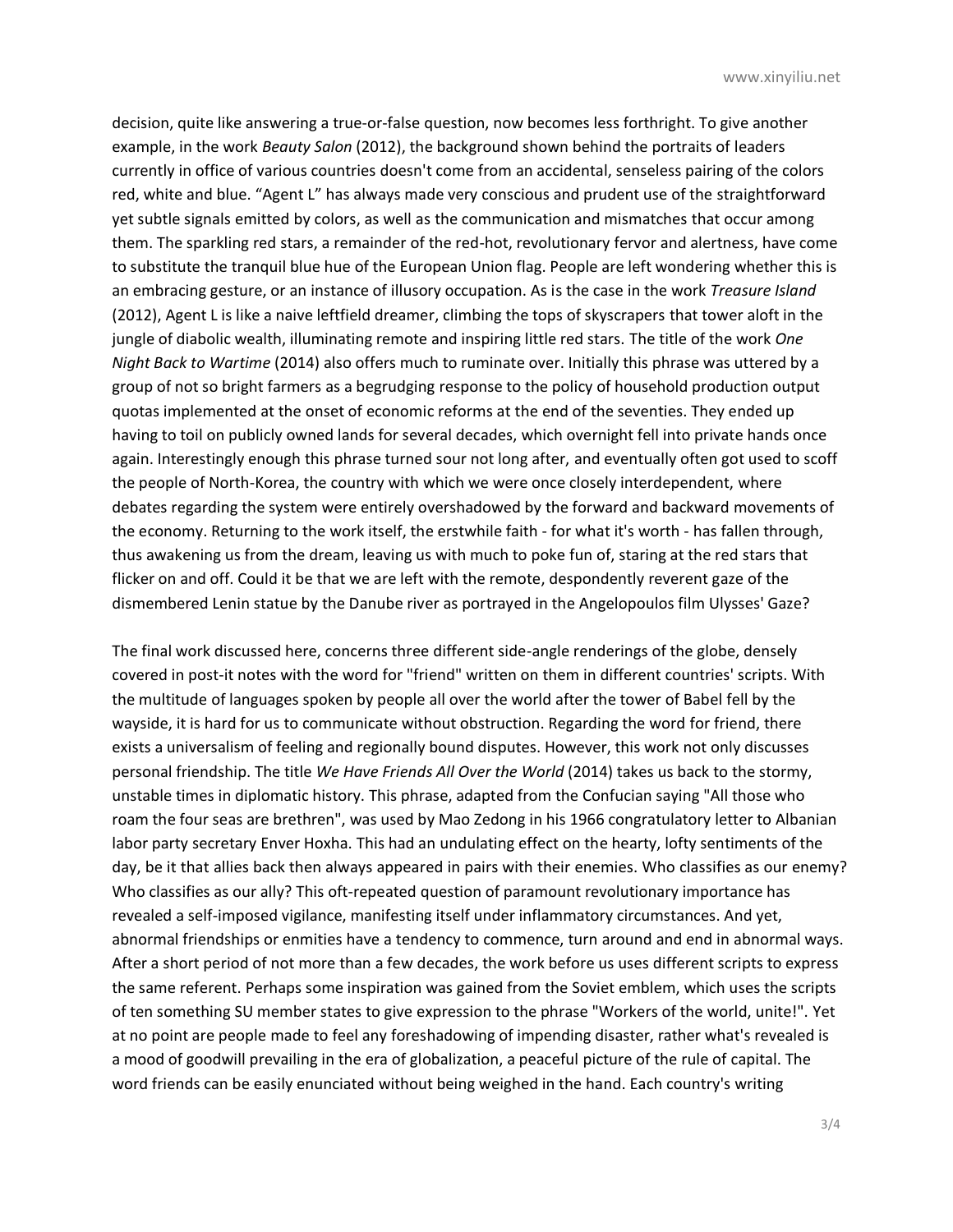decision, quite like answering a true-or-false question, now becomes less forthright. To give another example, in the work *Beauty Salon* (2012), the background shown behind the portraits of leaders currently in office of various countries doesn't come from an accidental, senseless pairing of the colors red, white and blue. “Agent L” has always made very conscious and prudent use of the straightforward yet subtle signals emitted by colors, as well as the communication and mismatches that occur among them. The sparkling red stars, a remainder of the red-hot, revolutionary fervor and alertness, have come to substitute the tranquil blue hue of the European Union flag. People are left wondering whether this is an embracing gesture, or an instance of illusory occupation. As is the case in the work *Treasure Island* (2012), Agent L is like a naive leftfield dreamer, climbing the tops of skyscrapers that tower aloft in the jungle of diabolic wealth, illuminating remote and inspiring little red stars. The title of the work *One Night Back to Wartime* (2014) also offers much to ruminate over. Initially this phrase was uttered by a group of not so bright farmers as a begrudging response to the policy of household production output quotas implemented at the onset of economic reforms at the end of the seventies. They ended up having to toil on publicly owned lands for several decades, which overnight fell into private hands once again. Interestingly enough this phrase turned sour not long after, and eventually often got used to scoff the people of North-Korea, the country with which we were once closely interdependent, where debates regarding the system were entirely overshadowed by the forward and backward movements of the economy. Returning to the work itself, the erstwhile faith - for what it's worth - has fallen through, thus awakening us from the dream, leaving us with much to poke fun of, staring at the red stars that flicker on and off. Could it be that we are left with the remote, despondently reverent gaze of the dismembered Lenin statue by the Danube river as portrayed in the Angelopoulos film Ulysses' Gaze?

The final work discussed here, concerns three different side-angle renderings of the globe, densely covered in post-it notes with the word for "friend" written on them in different countries' scripts. With the multitude of languages spoken by people all over the world after the tower of Babel fell by the wayside, it is hard for us to communicate without obstruction. Regarding the word for friend, there exists a universalism of feeling and regionally bound disputes. However, this work not only discusses personal friendship. The title *We Have Friends All Over the World* (2014) takes us back to the stormy, unstable times in diplomatic history. This phrase, adapted from the Confucian saying "All those who roam the four seas are brethren", was used by Mao Zedong in his 1966 congratulatory letter to Albanian labor party secretary Enver Hoxha. This had an undulating effect on the hearty, lofty sentiments of the day, be it that allies back then always appeared in pairs with their enemies. Who classifies as our enemy? Who classifies as our ally? This oft-repeated question of paramount revolutionary importance has revealed a self-imposed vigilance, manifesting itself under inflammatory circumstances. And yet, abnormal friendships or enmities have a tendency to commence, turn around and end in abnormal ways. After a short period of not more than a few decades, the work before us uses different scripts to express the same referent. Perhaps some inspiration was gained from the Soviet emblem, which uses the scripts of ten something SU member states to give expression to the phrase "Workers of the world, unite!". Yet at no point are people made to feel any foreshadowing of impending disaster, rather what's revealed is a mood of goodwill prevailing in the era of globalization, a peaceful picture of the rule of capital. The word friends can be easily enunciated without being weighed in the hand. Each country's writing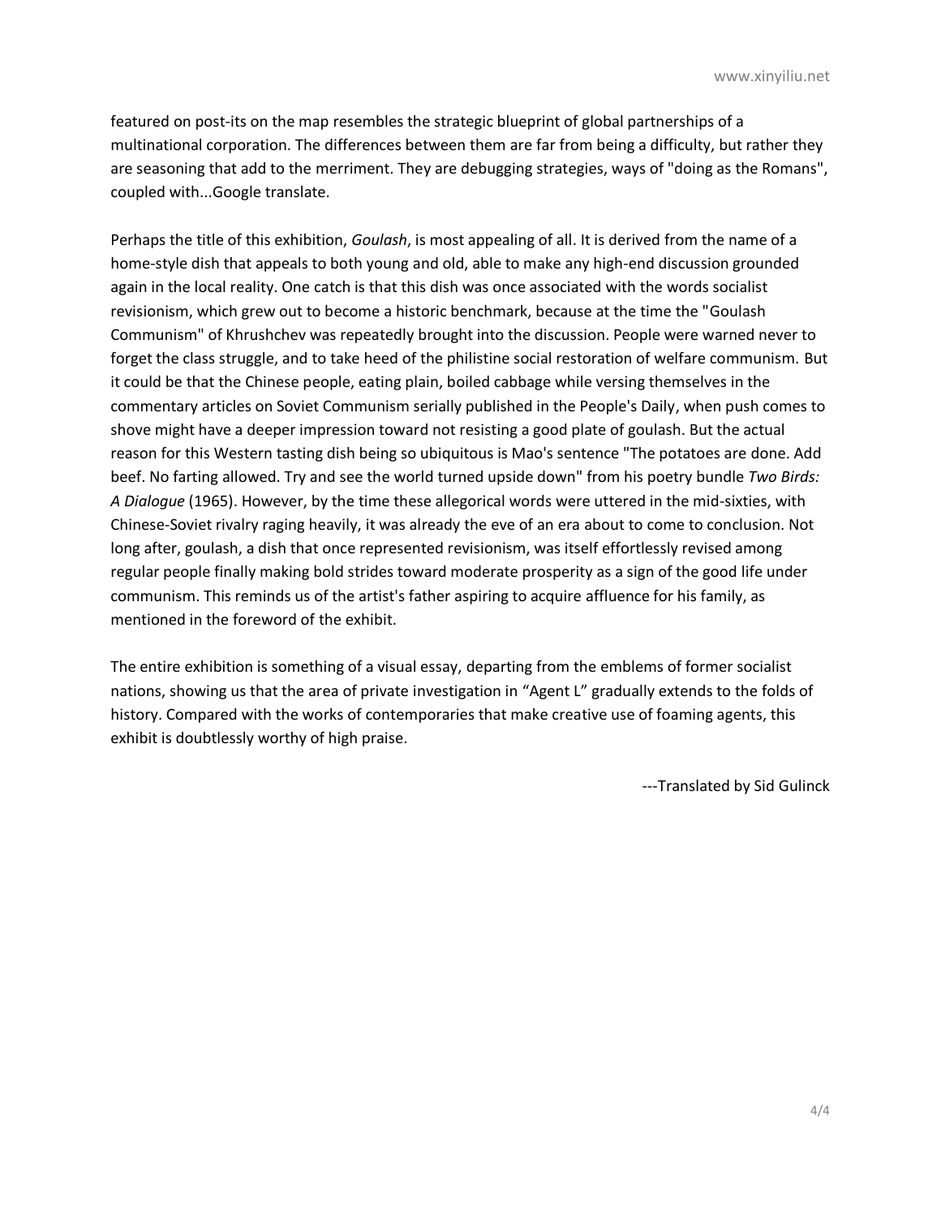featured on post-its on the map resembles the strategic blueprint of global partnerships of a multinational corporation. The differences between them are far from being a difficulty, but rather they are seasoning that add to the merriment. They are debugging strategies, ways of "doing as the Romans", coupled with...Google translate.

Perhaps the title of this exhibition, *Goulash*, is most appealing of all. It is derived from the name of a home-style dish that appeals to both young and old, able to make any high-end discussion grounded again in the local reality. One catch is that this dish was once associated with the words socialist revisionism, which grew out to become a historic benchmark, because at the time the "Goulash Communism" of Khrushchev was repeatedly brought into the discussion. People were warned never to forget the class struggle, and to take heed of the philistine social restoration of welfare communism. But it could be that the Chinese people, eating plain, boiled cabbage while versing themselves in the commentary articles on Soviet Communism serially published in the People's Daily, when push comes to shove might have a deeper impression toward not resisting a good plate of goulash. But the actual reason for this Western tasting dish being so ubiquitous is Mao's sentence "The potatoes are done. Add beef. No farting allowed. Try and see the world turned upside down" from his poetry bundle *Two Birds: A Dialogue* (1965). However, by the time these allegorical words were uttered in the mid-sixties, with Chinese-Soviet rivalry raging heavily, it was already the eve of an era about to come to conclusion. Not long after, goulash, a dish that once represented revisionism, was itself effortlessly revised among regular people finally making bold strides toward moderate prosperity as a sign of the good life under communism. This reminds us of the artist's father aspiring to acquire affluence for his family, as mentioned in the foreword of the exhibit.

The entire exhibition is something of a visual essay, departing from the emblems of former socialist nations, showing us that the area of private investigation in "Agent L" gradually extends to the folds of history. Compared with the works of contemporaries that make creative use of foaming agents, this exhibit is doubtlessly worthy of high praise.

---Translated by Sid Gulinck